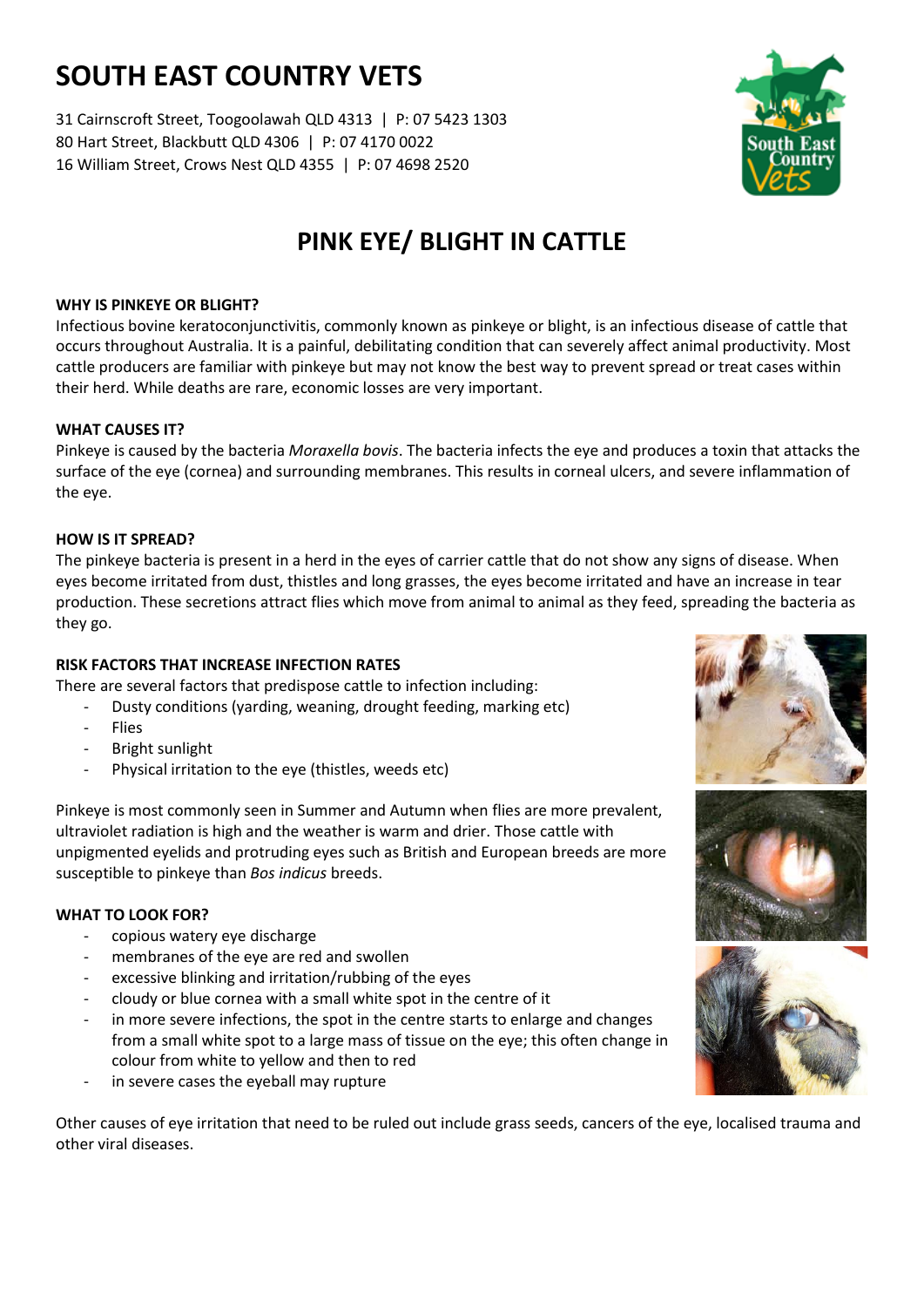# SOUTH EAST COUNTRY VETS

31 Cairnscroft Street, Toogoolawah QLD 4313 | P: 07 5423 1303
80 Hart Street, Blackbutt QLD 4306 | P: 07 4170 0022
16 William Street, Crows Nest QLD 4355 | P: 07 4698 2520

## PINK EYE/ BLIGHT IN CATTLE

### WHY IS PINKEYE OR BLIGHT?

Infectious bovine keratoconjunctivitis, commonly known as pinkeye or blight, is an infectious disease of cattle that occurs throughout Australia. It is a painful, debilitating condition that can severely affect animal productivity. Most cattle producers are familiar with pinkeye but may not know the best way to prevent spread or treat cases within their herd. While deaths are rare, economic losses are very important.

### WHAT CAUSES IT?

Pinkeye is caused by the bacteria *Moraxella bovis*. The bacteria infects the eye and produces a toxin that attacks the surface of the eye (cornea) and surrounding membranes. This results in corneal ulcers, and severe inflammation of the eye.

### HOW IS IT SPREAD?

The pinkeye bacteria is present in a herd in the eyes of carrier cattle that do not show any signs of disease. When eyes become irritated from dust, thistles and long grasses, the eyes become irritated and have an increase in tear production. These secretions attract flies which move from animal to animal as they feed, spreading the bacteria as they go.

### RISK FACTORS THAT INCREASE INFECTION RATES

There are several factors that predispose cattle to infection including:

- Dusty conditions (yarding, weaning, drought feeding, marking etc)
- Flies
- Bright sunlight
- Physical irritation to the eye (thistles, weeds etc)

Pinkeye is most commonly seen in Summer and Autumn when flies are more prevalent, ultraviolet radiation is high and the weather is warm and drier. Those cattle with unpigmented eyelids and protruding eyes such as British and European breeds are more susceptible to pinkeye than *Bos indicus* breeds.

### WHAT TO LOOK FOR?

- copious watery eye discharge
- membranes of the eye are red and swollen
- excessive blinking and irritation/rubbing of the eyes
- cloudy or blue cornea with a small white spot in the centre of it
- in more severe infections, the spot in the centre starts to enlarge and changes from a small white spot to a large mass of tissue on the eye; this often change in colour from white to yellow and then to red
- in severe cases the eyeball may rupture

Other causes of eye irritation that need to be ruled out include grass seeds, cancers of the eye, localised trauma and other viral diseases.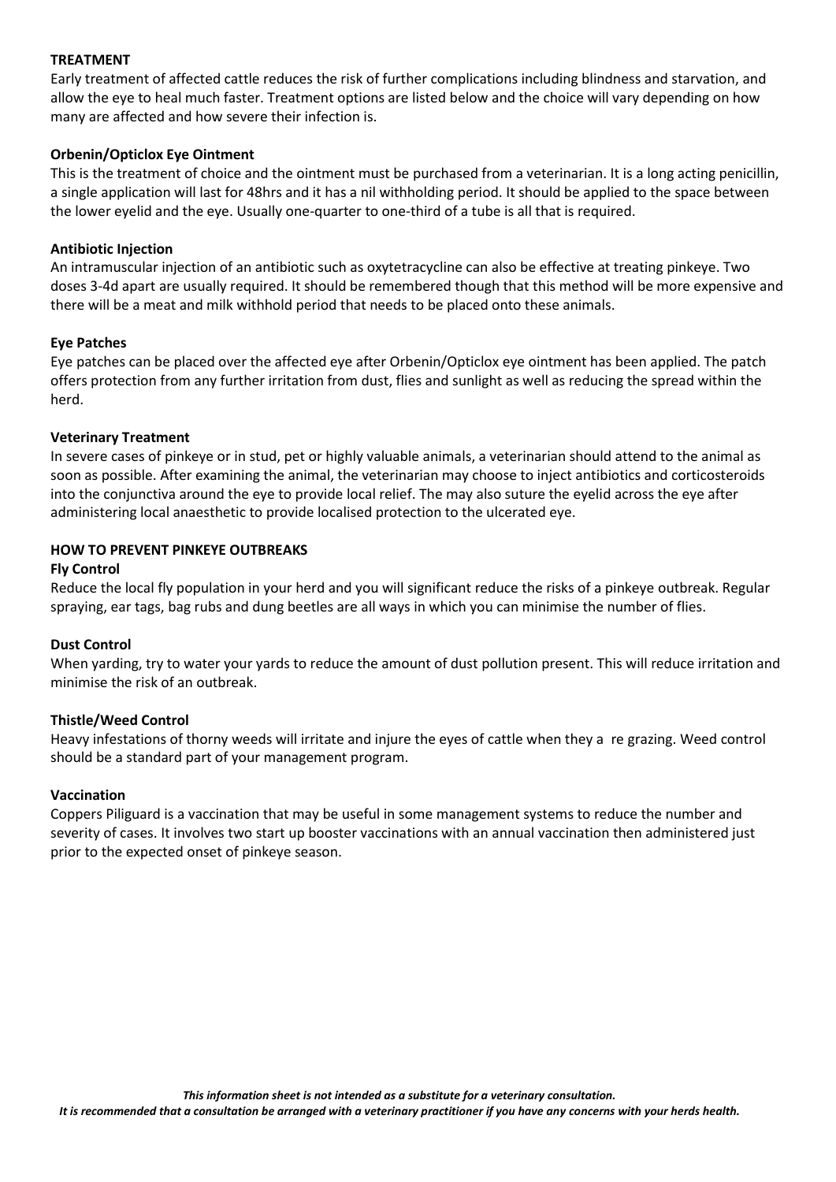## TREATMENT

Early treatment of affected cattle reduces the risk of further complications including blindness and starvation, and allow the eye to heal much faster. Treatment options are listed below and the choice will vary depending on how many are affected and how severe their infection is.

### Orbenin/Opticlox Eye Ointment

This is the treatment of choice and the ointment must be purchased from a veterinarian. It is a long acting penicillin, a single application will last for 48hrs and it has a nil withholding period. It should be applied to the space between the lower eyelid and the eye. Usually one-quarter to one-third of a tube is all that is required.

### Antibiotic Injection

An intramuscular injection of an antibiotic such as oxytetracycline can also be effective at treating pinkeye. Two doses 3-4d apart are usually required. It should be remembered though that this method will be more expensive and there will be a meat and milk withhold period that needs to be placed onto these animals.

### Eye Patches

Eye patches can be placed over the affected eye after Orbenin/Opticlox eye ointment has been applied. The patch offers protection from any further irritation from dust, flies and sunlight as well as reducing the spread within the herd.

### Veterinary Treatment

In severe cases of pinkeye or in stud, pet or highly valuable animals, a veterinarian should attend to the animal as soon as possible. After examining the animal, the veterinarian may choose to inject antibiotics and corticosteroids into the conjunctiva around the eye to provide local relief. The may also suture the eyelid across the eye after administering local anaesthetic to provide localised protection to the ulcerated eye.

## HOW TO PREVENT PINKEYE OUTBREAKS

### Fly Control

Reduce the local fly population in your herd and you will significant reduce the risks of a pinkeye outbreak. Regular spraying, ear tags, bag rubs and dung beetles are all ways in which you can minimise the number of flies.

### Dust Control

When yarding, try to water your yards to reduce the amount of dust pollution present. This will reduce irritation and minimise the risk of an outbreak.

### Thistle/Weed Control

Heavy infestations of thorny weeds will irritate and injure the eyes of cattle when they a re grazing. Weed control should be a standard part of your management program.

### Vaccination

Coppers Piliguard is a vaccination that may be useful in some management systems to reduce the number and severity of cases. It involves two start up booster vaccinations with an annual vaccination then administered just prior to the expected onset of pinkeye season.

*This information sheet is not intended as a substitute for a veterinary consultation.*
*It is recommended that a consultation be arranged with a veterinary practitioner if you have any concerns with your herds health.*